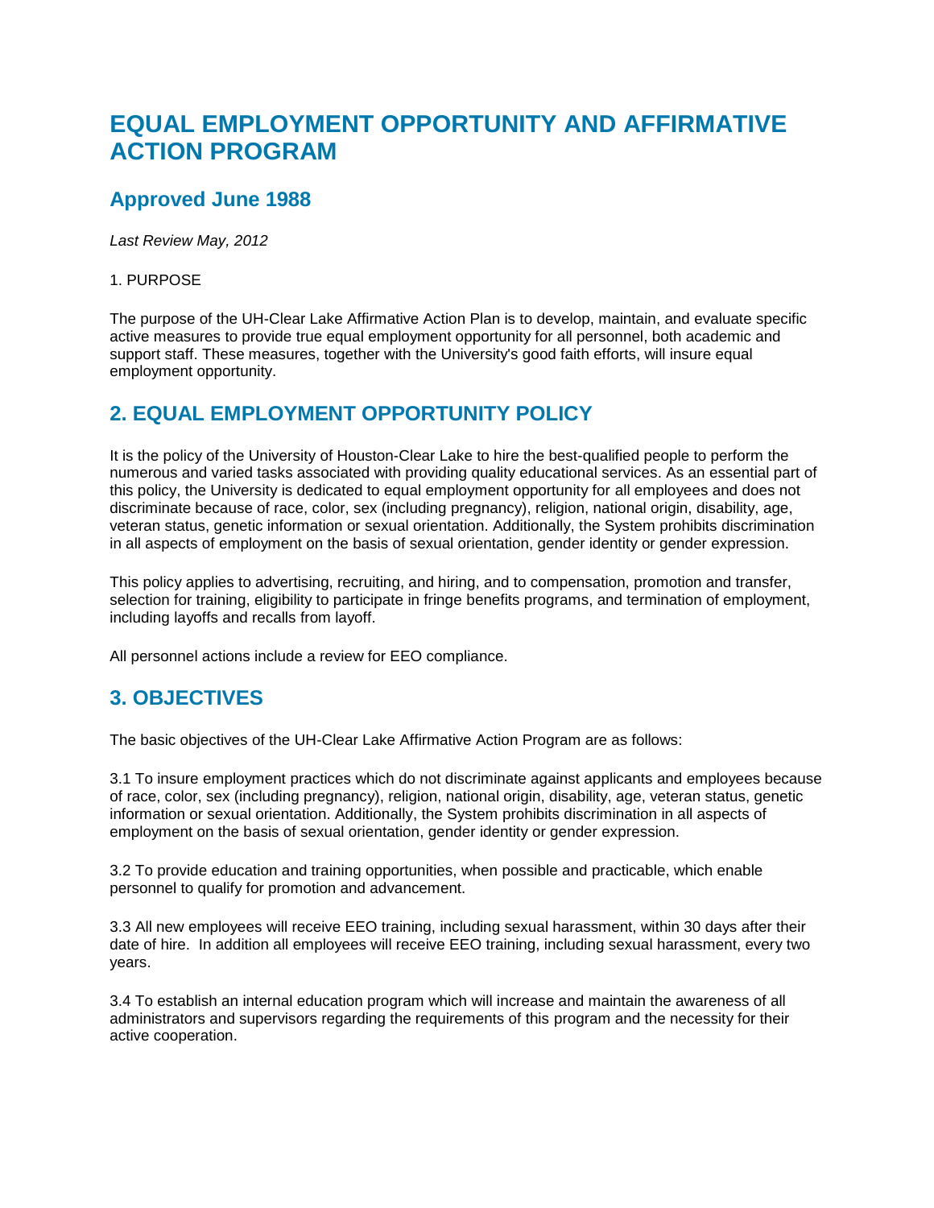# EQUAL EMPLOYMENT OPPORTUNITY AND AFFIRMATIVE ACTION PROGRAM

## Approved June 1988

*Last Review May, 2012*

1. PURPOSE

The purpose of the UH-Clear Lake Affirmative Action Plan is to develop, maintain, and evaluate specific active measures to provide true equal employment opportunity for all personnel, both academic and support staff. These measures, together with the University's good faith efforts, will insure equal employment opportunity.

## 2. EQUAL EMPLOYMENT OPPORTUNITY POLICY

It is the policy of the University of Houston-Clear Lake to hire the best-qualified people to perform the numerous and varied tasks associated with providing quality educational services. As an essential part of this policy, the University is dedicated to equal employment opportunity for all employees and does not discriminate because of race, color, sex (including pregnancy), religion, national origin, disability, age, veteran status, genetic information or sexual orientation. Additionally, the System prohibits discrimination in all aspects of employment on the basis of sexual orientation, gender identity or gender expression.

This policy applies to advertising, recruiting, and hiring, and to compensation, promotion and transfer, selection for training, eligibility to participate in fringe benefits programs, and termination of employment, including layoffs and recalls from layoff.

All personnel actions include a review for EEO compliance.

## 3. OBJECTIVES

The basic objectives of the UH-Clear Lake Affirmative Action Program are as follows:

3.1 To insure employment practices which do not discriminate against applicants and employees because of race, color, sex (including pregnancy), religion, national origin, disability, age, veteran status, genetic information or sexual orientation. Additionally, the System prohibits discrimination in all aspects of employment on the basis of sexual orientation, gender identity or gender expression.

3.2 To provide education and training opportunities, when possible and practicable, which enable personnel to qualify for promotion and advancement.

3.3 All new employees will receive EEO training, including sexual harassment, within 30 days after their date of hire. In addition all employees will receive EEO training, including sexual harassment, every two years.

3.4 To establish an internal education program which will increase and maintain the awareness of all administrators and supervisors regarding the requirements of this program and the necessity for their active cooperation.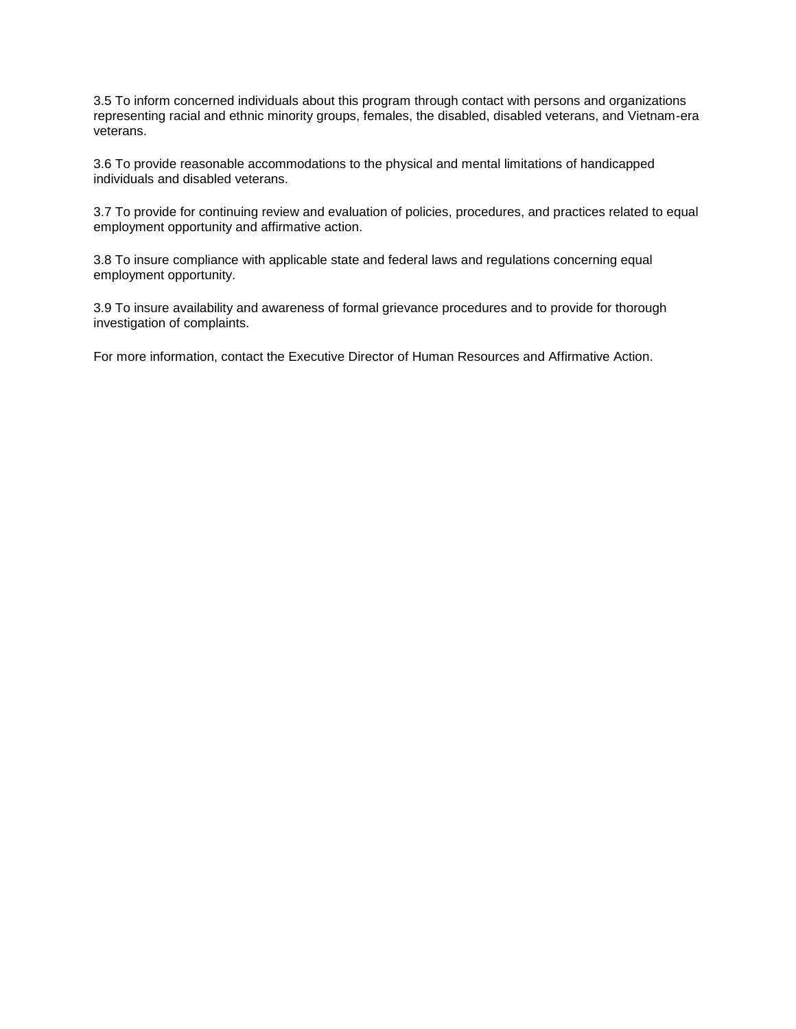3.5 To inform concerned individuals about this program through contact with persons and organizations representing racial and ethnic minority groups, females, the disabled, disabled veterans, and Vietnam-era veterans.

3.6 To provide reasonable accommodations to the physical and mental limitations of handicapped individuals and disabled veterans.

3.7 To provide for continuing review and evaluation of policies, procedures, and practices related to equal employment opportunity and affirmative action.

3.8 To insure compliance with applicable state and federal laws and regulations concerning equal employment opportunity.

3.9 To insure availability and awareness of formal grievance procedures and to provide for thorough investigation of complaints.

For more information, contact the Executive Director of Human Resources and Affirmative Action.